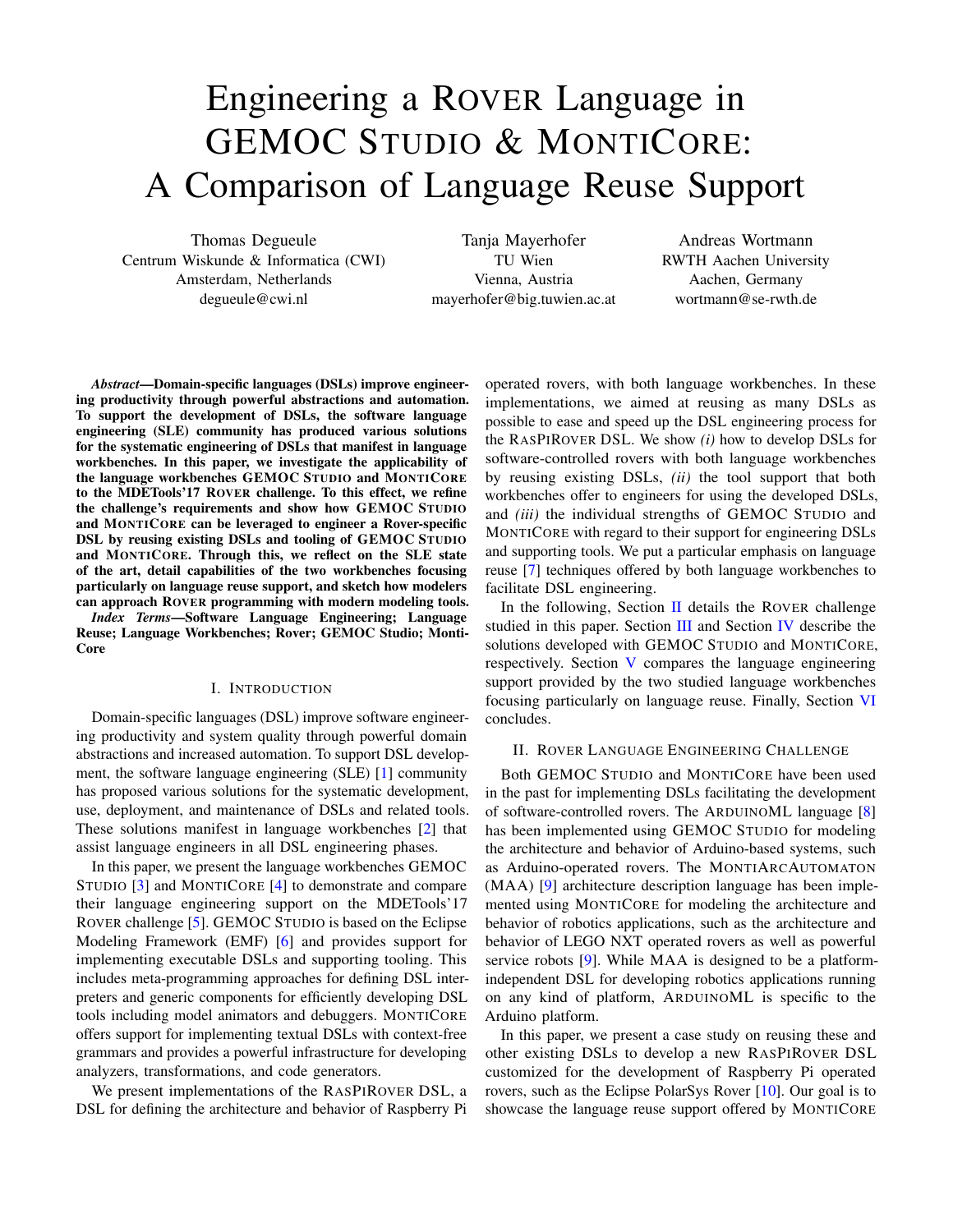# Engineering a ROVER Language in GEMOC STUDIO & MONTICORE: A Comparison of Language Reuse Support

Thomas Degueule
Centrum Wiskunde & Informatica (CWI)
Amsterdam, Netherlands
degueule@cwi.nl

Tanja Mayerhofer
TU Wien
Vienna, Austria
mayerhofer@big.tuwien.ac.at

Andreas Wortmann
RWTH Aachen University
Aachen, Germany
wortmann@se-rwth.de

***Abstract*—Domain-specific languages (DSLs) improve engineering productivity through powerful abstractions and automation. To support the development of DSLs, the software language engineering (SLE) community has produced various solutions for the systematic engineering of DSLs that manifest in language workbenches. In this paper, we investigate the applicability of the language workbenches GEMOC STUDIO and MONTICORE to the MDETools'17 ROVER challenge. To this effect, we refine the challenge's requirements and show how GEMOC STUDIO and MONTICORE can be leveraged to engineer a Rover-specific DSL by reusing existing DSLs and tooling of GEMOC STUDIO and MONTICORE. Through this, we reflect on the SLE state of the art, detail capabilities of the two workbenches focusing particularly on language reuse support, and sketch how modelers can approach ROVER programming with modern modeling tools.**

***Index Terms*—Software Language Engineering; Language Reuse; Language Workbenches; Rover; GEMOC Studio; MontiCore**

## I. INTRODUCTION

Domain-specific languages (DSL) improve software engineering productivity and system quality through powerful domain abstractions and increased automation. To support DSL development, the software language engineering (SLE) [1] community has proposed various solutions for the systematic development, use, deployment, and maintenance of DSLs and related tools. These solutions manifest in language workbenches [2] that assist language engineers in all DSL engineering phases.

In this paper, we present the language workbenches GEMOC STUDIO [3] and MONTICORE [4] to demonstrate and compare their language engineering support on the MDETools'17 ROVER challenge [5]. GEMOC STUDIO is based on the Eclipse Modeling Framework (EMF) [6] and provides support for implementing executable DSLs and supporting tooling. This includes meta-programming approaches for defining DSL interpreters and generic components for efficiently developing DSL tools including model animators and debuggers. MONTICORE offers support for implementing textual DSLs with context-free grammars and provides a powerful infrastructure for developing analyzers, transformations, and code generators.

We present implementations of the RASPIROVER DSL, a DSL for defining the architecture and behavior of Raspberry Pi operated rovers, with both language workbenches. In these implementations, we aimed at reusing as many DSLs as possible to ease and speed up the DSL engineering process for the RASPIROVER DSL. We show *(i)* how to develop DSLs for software-controlled rovers with both language workbenches by reusing existing DSLs, *(ii)* the tool support that both workbenches offer to engineers for using the developed DSLs, and *(iii)* the individual strengths of GEMOC STUDIO and MONTICORE with regard to their support for engineering DSLs and supporting tools. We put a particular emphasis on language reuse [7] techniques offered by both language workbenches to facilitate DSL engineering.

In the following, Section II details the ROVER challenge studied in this paper. Section III and Section IV describe the solutions developed with GEMOC STUDIO and MONTICORE, respectively. Section V compares the language engineering support provided by the two studied language workbenches focusing particularly on language reuse. Finally, Section VI concludes.

## II. ROVER LANGUAGE ENGINEERING CHALLENGE

Both GEMOC STUDIO and MONTICORE have been used in the past for implementing DSLs facilitating the development of software-controlled rovers. The ARDUINOML language [8] has been implemented using GEMOC STUDIO for modeling the architecture and behavior of Arduino-based systems, such as Arduino-operated rovers. The MONTIARCAUTOMATON (MAA) [9] architecture description language has been implemented using MONTICORE for modeling the architecture and behavior of robotics applications, such as the architecture and behavior of LEGO NXT operated rovers as well as powerful service robots [9]. While MAA is designed to be a platform-independent DSL for developing robotics applications running on any kind of platform, ARDUINOML is specific to the Arduino platform.

In this paper, we present a case study on reusing these and other existing DSLs to develop a new RASPIROVER DSL customized for the development of Raspberry Pi operated rovers, such as the Eclipse PolarSys Rover [10]. Our goal is to showcase the language reuse support offered by MONTICORE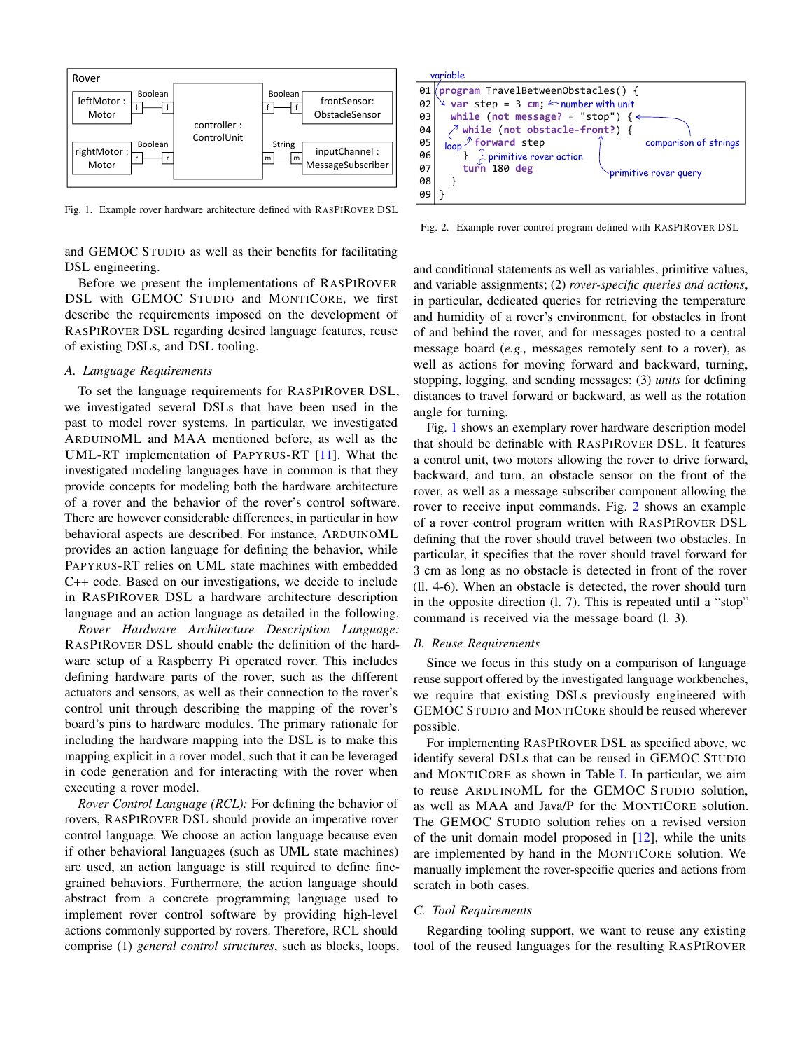Fig. 1. Example rover hardware architecture defined with RASPIROVER DSL

```
01 program TravelBetweenObstacles() {
02   var step = 3 cm;
03   while (not message? = "stop") {
04     while (not obstacle-front?) {
05       forward step
06     }
07     turn 180 deg
08   }
09 }
```

Fig. 2. Example rover control program defined with RASPIROVER DSL

and GEMOC STUDIO as well as their benefits for facilitating DSL engineering.

Before we present the implementations of RASPIROVER DSL with GEMOC STUDIO and MONTICORE, we first describe the requirements imposed on the development of RASPIROVER DSL regarding desired language features, reuse of existing DSLs, and DSL tooling.

### A. Language Requirements

To set the language requirements for RASPIROVER DSL, we investigated several DSLs that have been used in the past to model rover systems. In particular, we investigated ARDUINOML and MAA mentioned before, as well as the UML-RT implementation of PAPYRUS-RT [11]. What the investigated modeling languages have in common is that they provide concepts for modeling both the hardware architecture of a rover and the behavior of the rover's control software. There are however considerable differences, in particular in how behavioral aspects are described. For instance, ARDUINOML provides an action language for defining the behavior, while PAPYRUS-RT relies on UML state machines with embedded C++ code. Based on our investigations, we decide to include in RASPIROVER DSL a hardware architecture description language and an action language as detailed in the following.

*Rover Hardware Architecture Description Language:* RASPIROVER DSL should enable the definition of the hardware setup of a Raspberry Pi operated rover. This includes defining hardware parts of the rover, such as the different actuators and sensors, as well as their connection to the rover's control unit through describing the mapping of the rover's board's pins to hardware modules. The primary rationale for including the hardware mapping into the DSL is to make this mapping explicit in a rover model, such that it can be leveraged in code generation and for interacting with the rover when executing a rover model.

*Rover Control Language (RCL):* For defining the behavior of rovers, RASPIROVER DSL should provide an imperative rover control language. We choose an action language because even if other behavioral languages (such as UML state machines) are used, an action language is still required to define fine-grained behaviors. Furthermore, the action language should abstract from a concrete programming language used to implement rover control software by providing high-level actions commonly supported by rovers. Therefore, RCL should comprise (1) *general control structures*, such as blocks, loops, and conditional statements as well as variables, primitive values, and variable assignments; (2) *rover-specific queries and actions*, in particular, dedicated queries for retrieving the temperature and humidity of a rover's environment, for obstacles in front of and behind the rover, and for messages posted to a central message board (*e.g.,* messages remotely sent to a rover), as well as actions for moving forward and backward, turning, stopping, logging, and sending messages; (3) *units* for defining distances to travel forward or backward, as well as the rotation angle for turning.

Fig. 1 shows an exemplary rover hardware description model that should be definable with RASPIROVER DSL. It features a control unit, two motors allowing the rover to drive forward, backward, and turn, an obstacle sensor on the front of the rover, as well as a message subscriber component allowing the rover to receive input commands. Fig. 2 shows an example of a rover control program written with RASPIROVER DSL defining that the rover should travel between two obstacles. In particular, it specifies that the rover should travel forward for 3 cm as long as no obstacle is detected in front of the rover (ll. 4-6). When an obstacle is detected, the rover should turn in the opposite direction (l. 7). This is repeated until a "stop" command is received via the message board (l. 3).

### B. Reuse Requirements

Since we focus in this study on a comparison of language reuse support offered by the investigated language workbenches, we require that existing DSLs previously engineered with GEMOC STUDIO and MONTICORE should be reused wherever possible.

For implementing RASPIROVER DSL as specified above, we identify several DSLs that can be reused in GEMOC STUDIO and MONTICORE as shown in Table I. In particular, we aim to reuse ARDUINOML for the GEMOC STUDIO solution, as well as MAA and Java/P for the MONTICORE solution. The GEMOC STUDIO solution relies on a revised version of the unit domain model proposed in [12], while the units are implemented by hand in the MONTICORE solution. We manually implement the rover-specific queries and actions from scratch in both cases.

### C. Tool Requirements

Regarding tooling support, we want to reuse any existing tool of the reused languages for the resulting RASPIROVER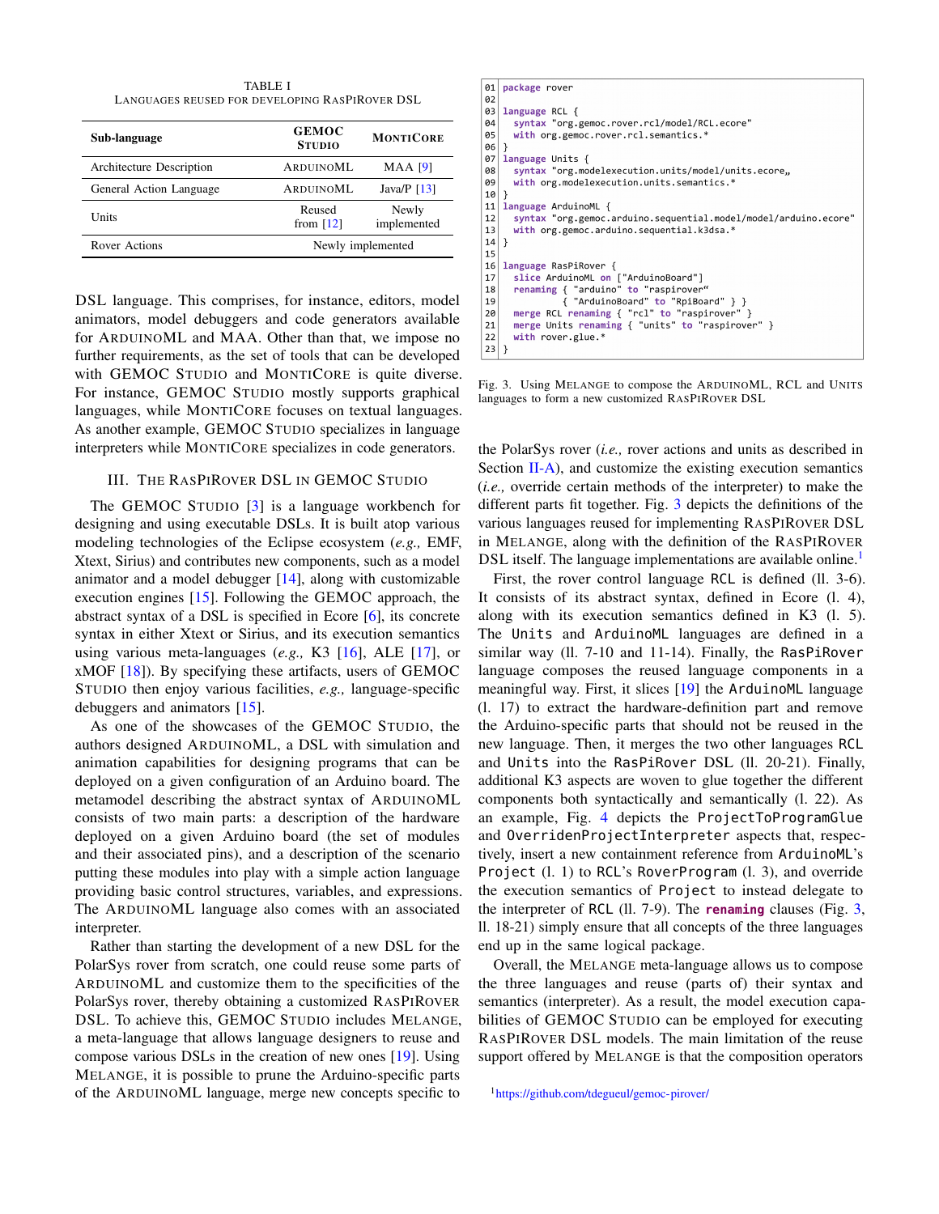TABLE I
LANGUAGES REUSED FOR DEVELOPING RASPIROVER DSL

| Sub-language | GEMOC STUDIO | MONTICORE |
|---|---|---|
| Architecture Description | ARDUINOML | MAA [9] |
| General Action Language | ARDUINOML | Java/P [13] |
| Units | Reused from [12] | Newly implemented |
| Rover Actions | Newly implemented | |

DSL language. This comprises, for instance, editors, model animators, model debuggers and code generators available for ARDUINOML and MAA. Other than that, we impose no further requirements, as the set of tools that can be developed with GEMOC STUDIO and MONTICORE is quite diverse. For instance, GEMOC STUDIO mostly supports graphical languages, while MONTICORE focuses on textual languages. As another example, GEMOC STUDIO specializes in language interpreters while MONTICORE specializes in code generators.

## III. THE RASPIROVER DSL IN GEMOC STUDIO

The GEMOC STUDIO [3] is a language workbench for designing and using executable DSLs. It is built atop various modeling technologies of the Eclipse ecosystem (*e.g.,* EMF, Xtext, Sirius) and contributes new components, such as a model animator and a model debugger [14], along with customizable execution engines [15]. Following the GEMOC approach, the abstract syntax of a DSL is specified in Ecore [6], its concrete syntax in either Xtext or Sirius, and its execution semantics using various meta-languages (*e.g.,* K3 [16], ALE [17], or xMOF [18]). By specifying these artifacts, users of GEMOC STUDIO then enjoy various facilities, *e.g.,* language-specific debuggers and animators [15].

As one of the showcases of the GEMOC STUDIO, the authors designed ARDUINOML, a DSL with simulation and animation capabilities for designing programs that can be deployed on a given configuration of an Arduino board. The metamodel describing the abstract syntax of ARDUINOML consists of two main parts: a description of the hardware deployed on a given Arduino board (the set of modules and their associated pins), and a description of the scenario putting these modules into play with a simple action language providing basic control structures, variables, and expressions. The ARDUINOML language also comes with an associated interpreter.

Rather than starting the development of a new DSL for the PolarSys rover from scratch, one could reuse some parts of ARDUINOML and customize them to the specificities of the PolarSys rover, thereby obtaining a customized RASPIROVER DSL. To achieve this, GEMOC STUDIO includes MELANGE, a meta-language that allows language designers to reuse and compose various DSLs in the creation of new ones [19]. Using MELANGE, it is possible to prune the Arduino-specific parts of the ARDUINOML language, merge new concepts specific to the PolarSys rover (*i.e.,* rover actions and units as described in Section II-A), and customize the existing execution semantics (*i.e.,* override certain methods of the interpreter) to make the different parts fit together. Fig. 3 depicts the definitions of the various languages reused for implementing RASPIROVER DSL in MELANGE, along with the definition of the RASPIROVER DSL itself. The language implementations are available online.[1]

```
01 package rover
02
03 language RCL {
04   syntax "org.gemoc.rover.rcl/model/RCL.ecore"
05   with org.gemoc.rover.rcl.semantics.*
06 }
07 language Units {
08   syntax "org.modelexecution.units/model/units.ecore„
09   with org.modelexecution.units.semantics.*
10 }
11 language ArduinoML {
12   syntax "org.gemoc.arduino.sequential.model/model/arduino.ecore"
13   with org.gemoc.arduino.sequential.k3dsa.*
14 }
15
16 language RasPiRover {
17   slice ArduinoML on ["ArduinoBoard"]
18   renaming { "arduino" to "raspirover“
19              { "ArduinoBoard" to "RpiBoard" } }
20   merge RCL renaming { "rcl" to "raspirover" }
21   merge Units renaming { "units" to "raspirover" }
22   with rover.glue.*
23 }
```

Fig. 3. Using MELANGE to compose the ARDUINOML, RCL and UNITS languages to form a new customized RASPIROVER DSL

First, the rover control language RCL is defined (ll. 3-6). It consists of its abstract syntax, defined in Ecore (l. 4), along with its execution semantics defined in K3 (l. 5). The Units and ArduinoML languages are defined in a similar way (ll. 7-10 and 11-14). Finally, the RasPiRover language composes the reused language components in a meaningful way. First, it slices [19] the ArduinoML language (l. 17) to extract the hardware-definition part and remove the Arduino-specific parts that should not be reused in the new language. Then, it merges the two other languages RCL and Units into the RasPiRover DSL (ll. 20-21). Finally, additional K3 aspects are woven to glue together the different components both syntactically and semantically (l. 22). As an example, Fig. 4 depicts the ProjectToProgramGlue and OverridenProjectInterpreter aspects that, respectively, insert a new containment reference from ArduinoML's Project (l. 1) to RCL's RoverProgram (l. 3), and override the execution semantics of Project to instead delegate to the interpreter of RCL (ll. 7-9). The **renaming** clauses (Fig. 3, ll. 18-21) simply ensure that all concepts of the three languages end up in the same logical package.

Overall, the MELANGE meta-language allows us to compose the three languages and reuse (parts of) their syntax and semantics (interpreter). As a result, the model execution capabilities of GEMOC STUDIO can be employed for executing RASPIROVER DSL models. The main limitation of the reuse support offered by MELANGE is that the composition operators

[1] https://github.com/tdegueul/gemoc-pirover/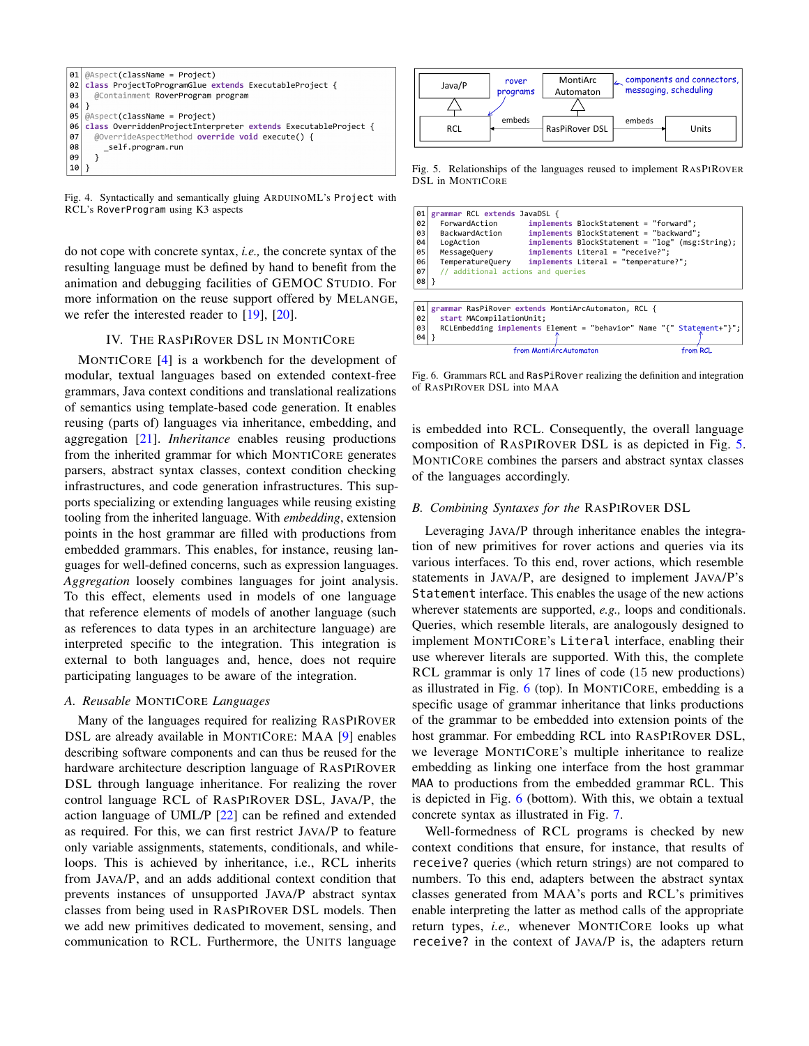```
01 @Aspect(className = Project)
02 class ProjectToProgramGlue extends ExecutableProject {
03   @Containment RoverProgram program
04 }
05 @Aspect(className = Project)
06 class OverriddenProjectInterpreter extends ExecutableProject {
07   @OverrideAspectMethod override void execute() {
08     _self.program.run
09   }
10 }
```

Fig. 4. Syntactically and semantically gluing ARDUINOML's `Project` with RCL's `RoverProgram` using K3 aspects

do not cope with concrete syntax, *i.e.,* the concrete syntax of the resulting language must be defined by hand to benefit from the animation and debugging facilities of GEMOC STUDIO. For more information on the reuse support offered by MELANGE, we refer the interested reader to [19], [20].

## IV. THE RASPIROVER DSL IN MONTICORE

MONTICORE [4] is a workbench for the development of modular, textual languages based on extended context-free grammars, Java context conditions and translational realizations of semantics using template-based code generation. It enables reusing (parts of) languages via inheritance, embedding, and aggregation [21]. *Inheritance* enables reusing productions from the inherited grammar for which MONTICORE generates parsers, abstract syntax classes, context condition checking infrastructures, and code generation infrastructures. This supports specializing or extending languages while reusing existing tooling from the inherited language. With *embedding*, extension points in the host grammar are filled with productions from embedded grammars. This enables, for instance, reusing languages for well-defined concerns, such as expression languages. *Aggregation* loosely combines languages for joint analysis. To this effect, elements used in models of one language that reference elements of models of another language (such as references to data types in an architecture language) are interpreted specific to the integration. This integration is external to both languages and, hence, does not require participating languages to be aware of the integration.

### A. Reusable MONTICORE Languages

Many of the languages required for realizing RASPIROVER DSL are already available in MONTICORE: MAA [9] enables describing software components and can thus be reused for the hardware architecture description language of RASPIROVER DSL through language inheritance. For realizing the rover control language RCL of RASPIROVER DSL, JAVA/P, the action language of UML/P [22] can be refined and extended as required. For this, we can first restrict JAVA/P to feature only variable assignments, statements, conditionals, and while-loops. This is achieved by inheritance, i.e., RCL inherits from JAVA/P, and an adds additional context condition that prevents instances of unsupported JAVA/P abstract syntax classes from being used in RASPIROVER DSL models. Then we add new primitives dedicated to movement, sensing, and communication to RCL. Furthermore, the UNITS language is embedded into RCL. Consequently, the overall language composition of RASPIROVER DSL is as depicted in Fig. 5. MONTICORE combines the parsers and abstract syntax classes of the languages accordingly.

Fig. 5. Relationships of the languages reused to implement RASPIROVER DSL in MONTICORE

```
01 grammar RCL extends JavaDSL {
02   ForwardAction       implements BlockStatement = "forward";
03   BackwardAction      implements BlockStatement = "backward";
04   LogAction           implements BlockStatement = "log" (msg:String);
05   MessageQuery        implements Literal = "receive?";
06   TemperatureQuery    implements Literal = "temperature?";
07   // additional actions and queries
08 }
```

```
01 grammar RasPiRover extends MontiArcAutomaton, RCL {
02   start MACompilationUnit;
03   RCLEmbedding implements Element = "behavior" Name "{" Statement+"}";
04 }
```

Fig. 6. Grammars RCL and `RasPiRover` realizing the definition and integration of RASPIROVER DSL into MAA

### B. Combining Syntaxes for the RASPIROVER DSL

Leveraging JAVA/P through inheritance enables the integration of new primitives for rover actions and queries via its various interfaces. To this end, rover actions, which resemble statements in JAVA/P, are designed to implement JAVA/P's `Statement` interface. This enables the usage of the new actions wherever statements are supported, *e.g.,* loops and conditionals. Queries, which resemble literals, are analogously designed to implement MONTICORE's `Literal` interface, enabling their use wherever literals are supported. With this, the complete RCL grammar is only 17 lines of code (15 new productions) as illustrated in Fig. 6 (top). In MONTICORE, embedding is a specific usage of grammar inheritance that links productions of the grammar to be embedded into extension points of the host grammar. For embedding RCL into RASPIROVER DSL, we leverage MONTICORE's multiple inheritance to realize embedding as linking one interface from the host grammar MAA to productions from the embedded grammar RCL. This is depicted in Fig. 6 (bottom). With this, we obtain a textual concrete syntax as illustrated in Fig. 7.

Well-formedness of RCL programs is checked by new context conditions that ensure, for instance, that results of `receive?` queries (which return strings) are not compared to numbers. To this end, adapters between the abstract syntax classes generated from MAA's ports and RCL's primitives enable interpreting the latter as method calls of the appropriate return types, *i.e.,* whenever MONTICORE looks up what `receive?` in the context of JAVA/P is, the adapters return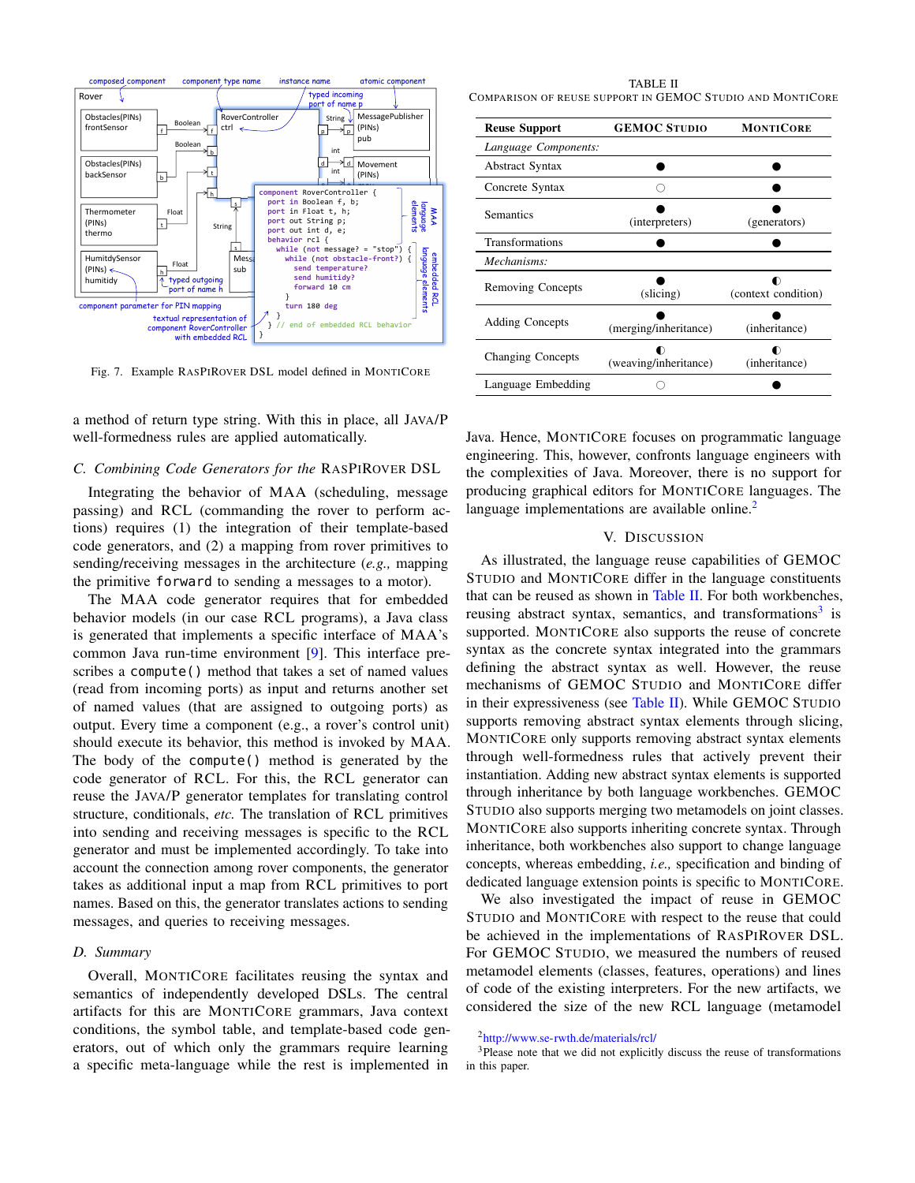Fig. 7. Example RasPiRover DSL model defined in MontiCore

a method of return type string. With this in place, all Java/P well-formedness rules are applied automatically.

### C. Combining Code Generators for the RasPiRover DSL

Integrating the behavior of MAA (scheduling, message passing) and RCL (commanding the rover to perform actions) requires (1) the integration of their template-based code generators, and (2) a mapping from rover primitives to sending/receiving messages in the architecture (*e.g.,* mapping the primitive `forward` to sending a messages to a motor).

The MAA code generator requires that for embedded behavior models (in our case RCL programs), a Java class is generated that implements a specific interface of MAA's common Java run-time environment [9]. This interface prescribes a `compute()` method that takes a set of named values (read from incoming ports) as input and returns another set of named values (that are assigned to outgoing ports) as output. Every time a component (e.g., a rover's control unit) should execute its behavior, this method is invoked by MAA. The body of the `compute()` method is generated by the code generator of RCL. For this, the RCL generator can reuse the Java/P generator templates for translating control structure, conditionals, *etc.* The translation of RCL primitives into sending and receiving messages is specific to the RCL generator and must be implemented accordingly. To take into account the connection among rover components, the generator takes as additional input a map from RCL primitives to port names. Based on this, the generator translates actions to sending messages, and queries to receiving messages.

### D. Summary

Overall, MontiCore facilitates reusing the syntax and semantics of independently developed DSLs. The central artifacts for this are MontiCore grammars, Java context conditions, the symbol table, and template-based code generators, out of which only the grammars require learning a specific meta-language while the rest is implemented in Java. Hence, MontiCore focuses on programmatic language engineering. This, however, confronts language engineers with the complexities of Java. Moreover, there is no support for producing graphical editors for MontiCore languages. The language implementations are available online.[2]

TABLE II
Comparison of reuse support in GEMOC Studio and MontiCore

| Reuse Support | GEMOC Studio | MontiCore |
|---|---|---|
| *Language Components:* | | |
| Abstract Syntax | ● | ● |
| Concrete Syntax | ○ | ● |
| Semantics | ● (interpreters) | ● (generators) |
| Transformations | ● | ● |
| *Mechanisms:* | | |
| Removing Concepts | ● (slicing) | ◐ (context condition) |
| Adding Concepts | ● (merging/inheritance) | ● (inheritance) |
| Changing Concepts | ◐ (weaving/inheritance) | ◐ (inheritance) |
| Language Embedding | ○ | ● |

## V. Discussion

As illustrated, the language reuse capabilities of GEMOC Studio and MontiCore differ in the language constituents that can be reused as shown in Table II. For both workbenches, reusing abstract syntax, semantics, and transformations[3] is supported. MontiCore also supports the reuse of concrete syntax as the concrete syntax integrated into the grammars defining the abstract syntax as well. However, the reuse mechanisms of GEMOC Studio and MontiCore differ in their expressiveness (see Table II). While GEMOC Studio supports removing abstract syntax elements through slicing, MontiCore only supports removing abstract syntax elements through well-formedness rules that actively prevent their instantiation. Adding new abstract syntax elements is supported through inheritance by both language workbenches. GEMOC Studio also supports merging two metamodels on joint classes. MontiCore also supports inheriting concrete syntax. Through inheritance, both workbenches also support to change language concepts, whereas embedding, *i.e.,* specification and binding of dedicated language extension points is specific to MontiCore.

We also investigated the impact of reuse in GEMOC Studio and MontiCore with respect to the reuse that could be achieved in the implementations of RasPiRover DSL. For GEMOC Studio, we measured the numbers of reused metamodel elements (classes, features, operations) and lines of code of the existing interpreters. For the new artifacts, we considered the size of the new RCL language (metamodel

[2] http://www.se-rwth.de/materials/rcl/

[3] Please note that we did not explicitly discuss the reuse of transformations in this paper.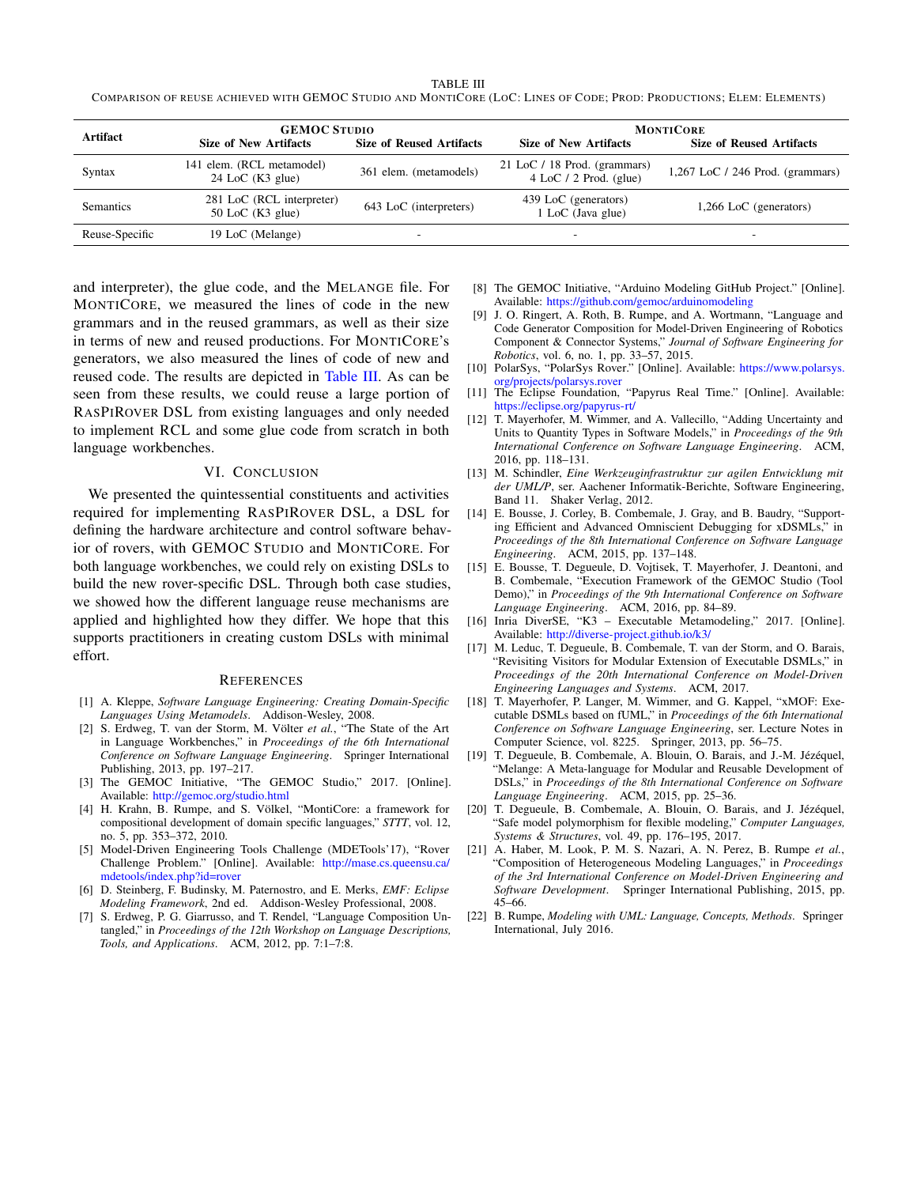TABLE III
COMPARISON OF REUSE ACHIEVED WITH GEMOC STUDIO AND MONTICORE (LOC: LINES OF CODE; PROD: PRODUCTIONS; ELEM: ELEMENTS)

| Artifact | GEMOC Studio | | MontiCore | |
|---|---|---|---|---|
| | Size of New Artifacts | Size of Reused Artifacts | Size of New Artifacts | Size of Reused Artifacts |
| Syntax | 141 elem. (RCL metamodel) 24 LoC (K3 glue) | 361 elem. (metamodels) | 21 LoC / 18 Prod. (grammars) 4 LoC / 2 Prod. (glue) | 1,267 LoC / 246 Prod. (grammars) |
| Semantics | 281 LoC (RCL interpreter) 50 LoC (K3 glue) | 643 LoC (interpreters) | 439 LoC (generators) 1 LoC (Java glue) | 1,266 LoC (generators) |
| Reuse-Specific | 19 LoC (Melange) | - | - | - |

and interpreter), the glue code, and the MELANGE file. For MONTICORE, we measured the lines of code in the new grammars and in the reused grammars, as well as their size in terms of new and reused productions. For MONTICORE's generators, we also measured the lines of code of new and reused code. The results are depicted in Table III. As can be seen from these results, we could reuse a large portion of RASPIROVER DSL from existing languages and only needed to implement RCL and some glue code from scratch in both language workbenches.

## VI. Conclusion

We presented the quintessential constituents and activities required for implementing RASPIROVER DSL, a DSL for defining the hardware architecture and control software behavior of rovers, with GEMOC STUDIO and MONTICORE. For both language workbenches, we could rely on existing DSLs to build the new rover-specific DSL. Through both case studies, we showed how the different language reuse mechanisms are applied and highlighted how they differ. We hope that this supports practitioners in creating custom DSLs with minimal effort.

## References

[1] A. Kleppe, *Software Language Engineering: Creating Domain-Specific Languages Using Metamodels*. Addison-Wesley, 2008.

[2] S. Erdweg, T. van der Storm, M. Völter *et al.*, "The State of the Art in Language Workbenches," in *Proceedings of the 6th International Conference on Software Language Engineering*. Springer International Publishing, 2013, pp. 197–217.

[3] The GEMOC Initiative, "The GEMOC Studio," 2017. [Online]. Available: http://gemoc.org/studio.html

[4] H. Krahn, B. Rumpe, and S. Völkel, "MontiCore: a framework for compositional development of domain specific languages," *STTT*, vol. 12, no. 5, pp. 353–372, 2010.

[5] Model-Driven Engineering Tools Challenge (MDETools'17), "Rover Challenge Problem." [Online]. Available: http://mase.cs.queensu.ca/mdetools/index.php?id=rover

[6] D. Steinberg, F. Budinsky, M. Paternostro, and E. Merks, *EMF: Eclipse Modeling Framework*, 2nd ed. Addison-Wesley Professional, 2008.

[7] S. Erdweg, P. G. Giarrusso, and T. Rendel, "Language Composition Untangled," in *Proceedings of the 12th Workshop on Language Descriptions, Tools, and Applications*. ACM, 2012, pp. 7:1–7:8.

[8] The GEMOC Initiative, "Arduino Modeling GitHub Project." [Online]. Available: https://github.com/gemoc/arduinomodeling

[9] J. O. Ringert, A. Roth, B. Rumpe, and A. Wortmann, "Language and Code Generator Composition for Model-Driven Engineering of Robotics Component & Connector Systems," *Journal of Software Engineering for Robotics*, vol. 6, no. 1, pp. 33–57, 2015.

[10] PolarSys, "PolarSys Rover." [Online]. Available: https://www.polarsys.org/projects/polarsys.rover

[11] The Eclipse Foundation, "Papyrus Real Time." [Online]. Available: https://eclipse.org/papyrus-rt/

[12] T. Mayerhofer, M. Wimmer, and A. Vallecillo, "Adding Uncertainty and Units to Quantity Types in Software Models," in *Proceedings of the 9th International Conference on Software Language Engineering*. ACM, 2016, pp. 118–131.

[13] M. Schindler, *Eine Werkzeuginfrastruktur zur agilen Entwicklung mit der UML/P*, ser. Aachener Informatik-Berichte, Software Engineering, Band 11. Shaker Verlag, 2012.

[14] E. Bousse, J. Corley, B. Combemale, J. Gray, and B. Baudry, "Supporting Efficient and Advanced Omniscient Debugging for xDSMLs," in *Proceedings of the 8th International Conference on Software Language Engineering*. ACM, 2015, pp. 137–148.

[15] E. Bousse, T. Degueule, D. Vojtisek, T. Mayerhofer, J. Deantoni, and B. Combemale, "Execution Framework of the GEMOC Studio (Tool Demo)," in *Proceedings of the 9th International Conference on Software Language Engineering*. ACM, 2016, pp. 84–89.

[16] Inria DiverSE, "K3 – Executable Metamodeling," 2017. [Online]. Available: http://diverse-project.github.io/k3/

[17] M. Leduc, T. Degueule, B. Combemale, T. van der Storm, and O. Barais, "Revisiting Visitors for Modular Extension of Executable DSMLs," in *Proceedings of the 20th International Conference on Model-Driven Engineering Languages and Systems*. ACM, 2017.

[18] T. Mayerhofer, P. Langer, M. Wimmer, and G. Kappel, "xMOF: Executable DSMLs based on fUML," in *Proceedings of the 6th International Conference on Software Language Engineering*, ser. Lecture Notes in Computer Science, vol. 8225. Springer, 2013, pp. 56–75.

[19] T. Degueule, B. Combemale, A. Blouin, O. Barais, and J.-M. Jézéquel, "Melange: A Meta-language for Modular and Reusable Development of DSLs," in *Proceedings of the 8th International Conference on Software Language Engineering*. ACM, 2015, pp. 25–36.

[20] T. Degueule, B. Combemale, A. Blouin, O. Barais, and J. Jézéquel, "Safe model polymorphism for flexible modeling," *Computer Languages, Systems & Structures*, vol. 49, pp. 176–195, 2017.

[21] A. Haber, M. Look, P. M. S. Nazari, A. N. Perez, B. Rumpe *et al.*, "Composition of Heterogeneous Modeling Languages," in *Proceedings of the 3rd International Conference on Model-Driven Engineering and Software Development*. Springer International Publishing, 2015, pp. 45–66.

[22] B. Rumpe, *Modeling with UML: Language, Concepts, Methods*. Springer International, July 2016.